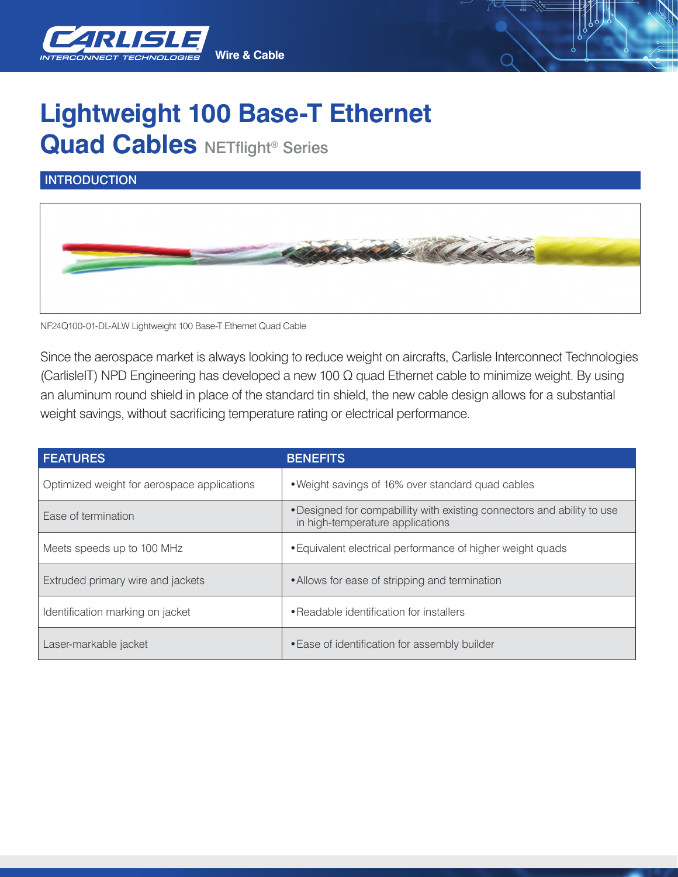# Lightweight 100 Base-T Ethernet Quad Cables NETflight® Series

## INTRODUCTION

NF24Q100-01-DL-ALW Lightweight 100 Base-T Ethernet Quad Cable

Since the aerospace market is always looking to reduce weight on aircrafts, Carlisle Interconnect Technologies (CarlisleIT) NPD Engineering has developed a new 100 Ω quad Ethernet cable to minimize weight. By using an aluminum round shield in place of the standard tin shield, the new cable design allows for a substantial weight savings, without sacrificing temperature rating or electrical performance.

| FEATURES | BENEFITS |
| --- | --- |
| Optimized weight for aerospace applications | • Weight savings of 16% over standard quad cables |
| Ease of termination | • Designed for compabillity with existing connectors and ability to use in high-temperature applications |
| Meets speeds up to 100 MHz | • Equivalent electrical performance of higher weight quads |
| Extruded primary wire and jackets | • Allows for ease of stripping and termination |
| Identification marking on jacket | • Readable identification for installers |
| Laser-markable jacket | • Ease of identification for assembly builder |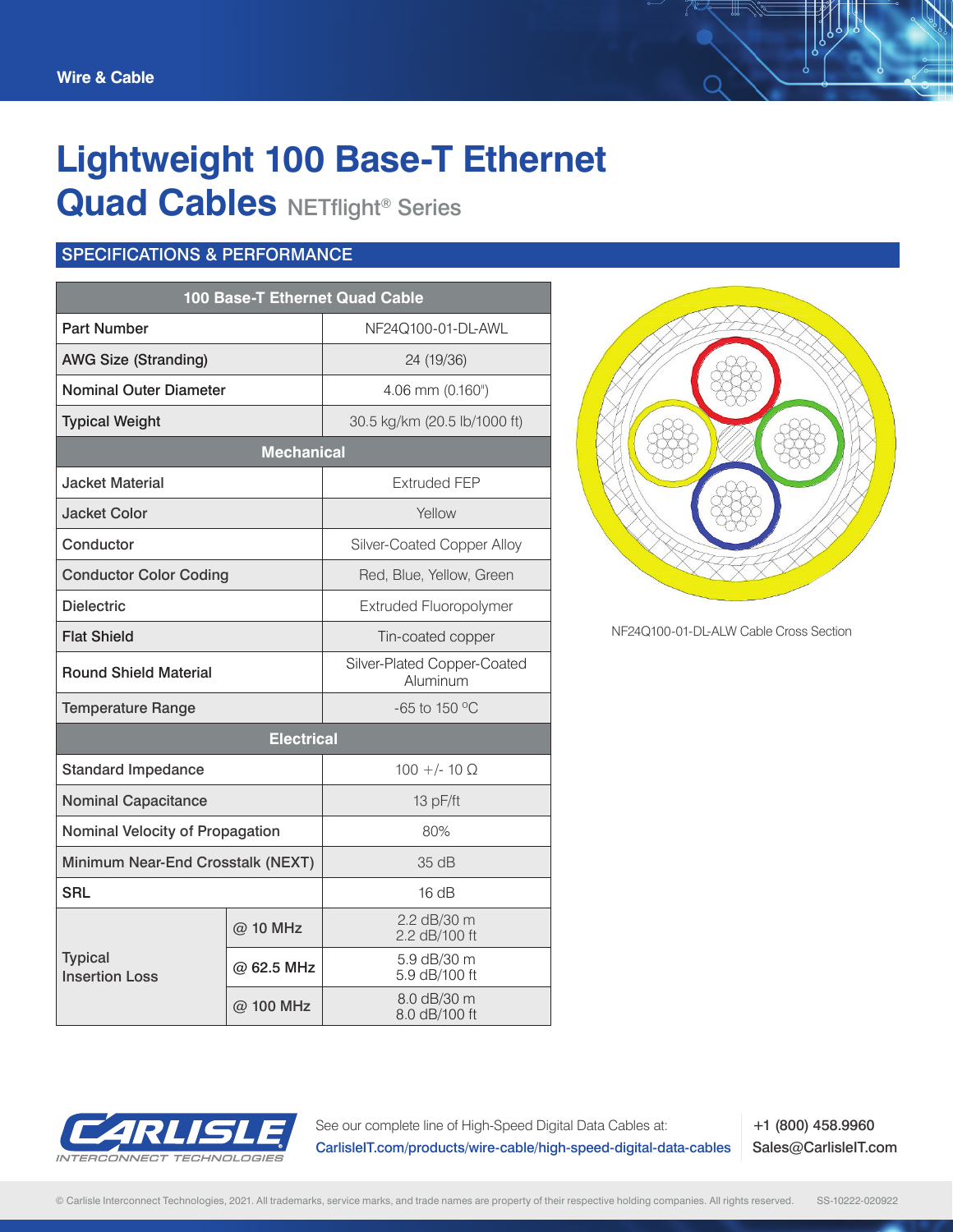# Lightweight 100 Base-T Ethernet Quad Cables NETflight® Series

## SPECIFICATIONS & PERFORMANCE

| 100 Base-T Ethernet Quad Cable | | |
|---|---|---|
| Part Number | | NF24Q100-01-DL-AWL |
| AWG Size (Stranding) | | 24 (19/36) |
| Nominal Outer Diameter | | 4.06 mm (0.160") |
| Typical Weight | | 30.5 kg/km (20.5 lb/1000 ft) |
| **Mechanical** | | |
| Jacket Material | | Extruded FEP |
| Jacket Color | | Yellow |
| Conductor | | Silver-Coated Copper Alloy |
| Conductor Color Coding | | Red, Blue, Yellow, Green |
| Dielectric | | Extruded Fluoropolymer |
| Flat Shield | | Tin-coated copper |
| Round Shield Material | | Silver-Plated Copper-Coated Aluminum |
| Temperature Range | | -65 to 150 °C |
| **Electrical** | | |
| Standard Impedance | | 100 +/- 10 Ω |
| Nominal Capacitance | | 13 pF/ft |
| Nominal Velocity of Propagation | | 80% |
| Minimum Near-End Crosstalk (NEXT) | | 35 dB |
| SRL | | 16 dB |
| Typical Insertion Loss | @ 10 MHz | 2.2 dB/30 m<br>2.2 dB/100 ft |
| | @ 62.5 MHz | 5.9 dB/30 m<br>5.9 dB/100 ft |
| | @ 100 MHz | 8.0 dB/30 m<br>8.0 dB/100 ft |

NF24Q100-01-DL-ALW Cable Cross Section

See our complete line of High-Speed Digital Data Cables at:
CarlisleIT.com/products/wire-cable/high-speed-digital-data-cables

+1 (800) 458.9960
Sales@CarlisleIT.com

© Carlisle Interconnect Technologies, 2021. All trademarks, service marks, and trade names are property of their respective holding companies. All rights reserved. SS-10222-020922